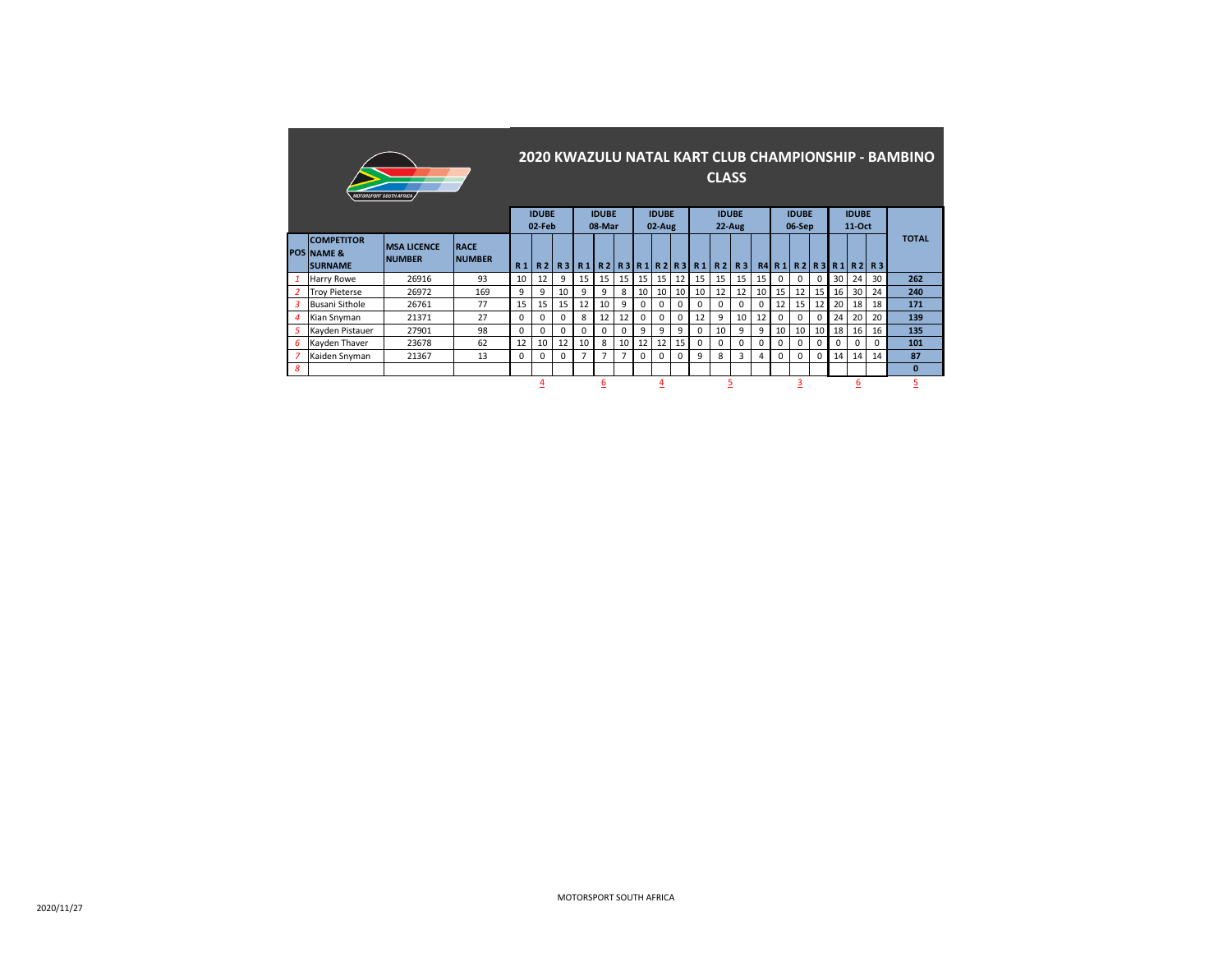# 2020 KWAZULU NATAL KART CLUB CHAMPIONSHIP - BAMBINO CLASS

| POS | COMPETITOR NAME & SURNAME | MSA LICENCE NUMBER | RACE NUMBER | IDUBE 02-Feb | | | IDUBE 08-Mar | | | IDUBE 02-Aug | | | IDUBE 22-Aug | | | | IDUBE 06-Sep | | | IDUBE 11-Oct | | | TOTAL |
|---|---|---|---|---|---|---|---|---|---|---|---|---|---|---|---|---|---|---|---|---|---|---|---|
| | | | | R 1 | R 2 | R 3 | R 1 | R 2 | R 3 | R 1 | R 2 | R 3 | R 1 | R 2 | R 3 | R4 | R 1 | R 2 | R 3 | R 1 | R 2 | R 3 | |
| 1 | Harry Rowe | 26916 | 93 | 10 | 12 | 9 | 15 | 15 | 15 | 15 | 15 | 12 | 15 | 15 | 15 | 15 | 0 | 0 | 0 | 30 | 24 | 30 | 262 |
| 2 | Troy Pieterse | 26972 | 169 | 9 | 9 | 10 | 9 | 9 | 8 | 10 | 10 | 10 | 10 | 12 | 12 | 10 | 15 | 12 | 15 | 16 | 30 | 24 | 240 |
| 3 | Busani Sithole | 26761 | 77 | 15 | 15 | 15 | 12 | 10 | 9 | 0 | 0 | 0 | 0 | 0 | 0 | 0 | 12 | 15 | 12 | 20 | 18 | 18 | 171 |
| 4 | Kian Snyman | 21371 | 27 | 0 | 0 | 0 | 8 | 12 | 12 | 0 | 0 | 0 | 12 | 9 | 10 | 12 | 0 | 0 | 0 | 24 | 20 | 20 | 139 |
| 5 | Kayden Pistauer | 27901 | 98 | 0 | 0 | 0 | 0 | 0 | 0 | 9 | 9 | 9 | 0 | 10 | 9 | 9 | 10 | 10 | 10 | 18 | 16 | 16 | 135 |
| 6 | Kayden Thaver | 23678 | 62 | 12 | 10 | 12 | 10 | 8 | 10 | 12 | 12 | 15 | 0 | 0 | 0 | 0 | 0 | 0 | 0 | 0 | 0 | 0 | 101 |
| 7 | Kaiden Snyman | 21367 | 13 | 0 | 0 | 0 | 7 | 7 | 7 | 0 | 0 | 0 | 9 | 8 | 3 | 4 | 0 | 0 | 0 | 14 | 14 | 14 | 87 |
| 8 | | | | | | | | | | | | | | | | | | | | | | | 0 |
| | | | | | 4 | | | 6 | | | 4 | | | 5 | | | | 3 | | | 6 | | 5 |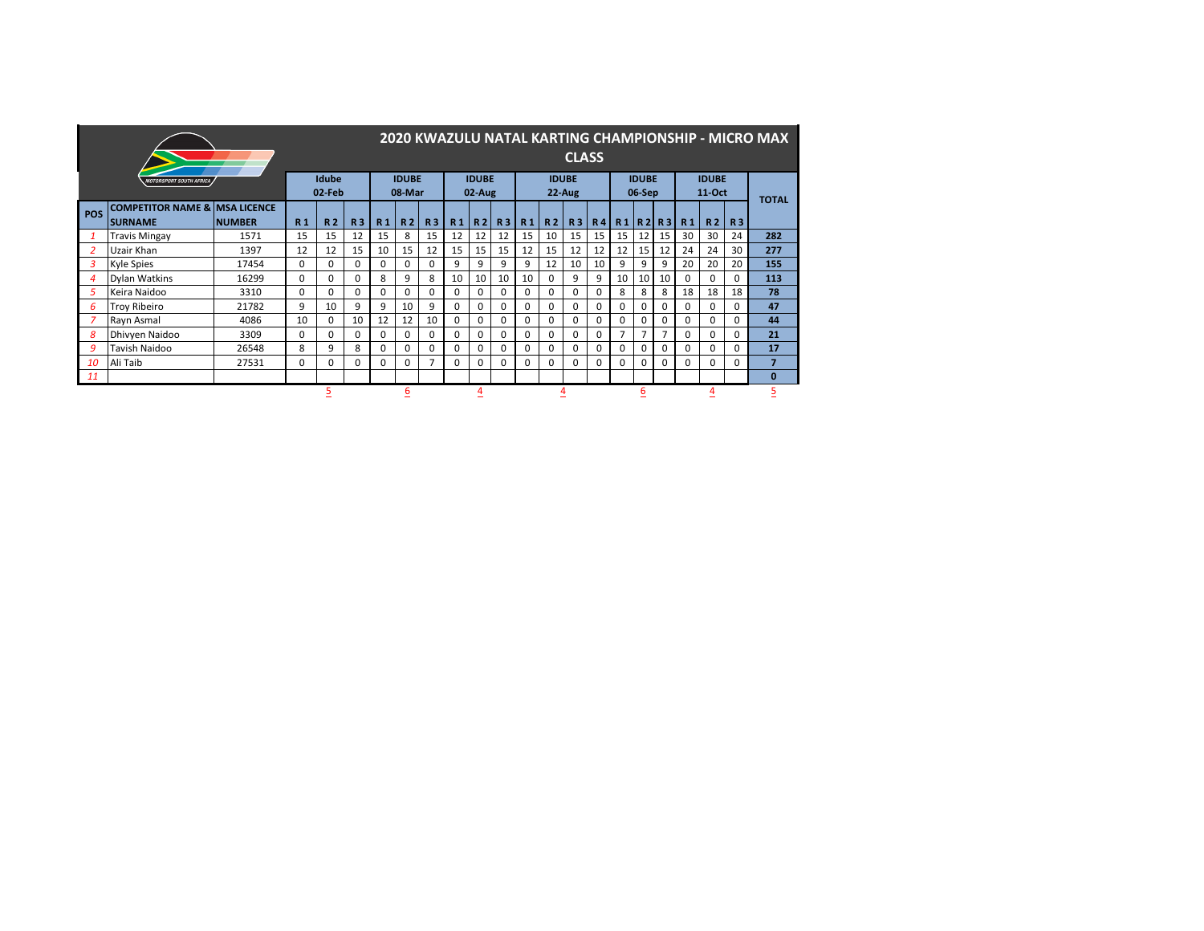# 2020 KWAZULU NATAL KARTING CHAMPIONSHIP - MICRO MAX CLASS

MOTORSPORT SOUTH AFRICA

| POS | COMPETITOR NAME & SURNAME | MSA LICENCE NUMBER | Idube 02-Feb | | | IDUBE 08-Mar | | | IDUBE 02-Aug | | | IDUBE 22-Aug | | | | IDUBE 06-Sep | | | IDUBE 11-Oct | | | TOTAL |
|---|---|---|---|---|---|---|---|---|---|---|---|---|---|---|---|---|---|---|---|---|---|---|
| | | | R 1 | R 2 | R 3 | R 1 | R 2 | R 3 | R 1 | R 2 | R 3 | R 1 | R 2 | R 3 | R 4 | R 1 | R 2 | R 3 | R 1 | R 2 | R 3 | |
| 1 | Travis Mingay | 1571 | 15 | 15 | 12 | 15 | 8 | 15 | 12 | 12 | 12 | 15 | 10 | 15 | 15 | 15 | 12 | 15 | 30 | 30 | 24 | 282 |
| 2 | Uzair Khan | 1397 | 12 | 12 | 15 | 10 | 15 | 12 | 15 | 15 | 15 | 12 | 15 | 12 | 12 | 12 | 15 | 12 | 24 | 24 | 30 | 277 |
| 3 | Kyle Spies | 17454 | 0 | 0 | 0 | 0 | 0 | 0 | 9 | 9 | 9 | 9 | 12 | 10 | 10 | 9 | 9 | 9 | 20 | 20 | 20 | 155 |
| 4 | Dylan Watkins | 16299 | 0 | 0 | 0 | 8 | 9 | 8 | 10 | 10 | 10 | 10 | 0 | 9 | 9 | 10 | 10 | 10 | 0 | 0 | 0 | 113 |
| 5 | Keira Naidoo | 3310 | 0 | 0 | 0 | 0 | 0 | 0 | 0 | 0 | 0 | 0 | 0 | 0 | 0 | 8 | 8 | 8 | 18 | 18 | 18 | 78 |
| 6 | Troy Ribeiro | 21782 | 9 | 10 | 9 | 9 | 10 | 9 | 0 | 0 | 0 | 0 | 0 | 0 | 0 | 0 | 0 | 0 | 0 | 0 | 0 | 47 |
| 7 | Rayn Asmal | 4086 | 10 | 0 | 10 | 12 | 12 | 10 | 0 | 0 | 0 | 0 | 0 | 0 | 0 | 0 | 0 | 0 | 0 | 0 | 0 | 44 |
| 8 | Dhivyen Naidoo | 3309 | 0 | 0 | 0 | 0 | 0 | 0 | 0 | 0 | 0 | 0 | 0 | 0 | 0 | 7 | 7 | 7 | 0 | 0 | 0 | 21 |
| 9 | Tavish Naidoo | 26548 | 8 | 9 | 8 | 0 | 0 | 0 | 0 | 0 | 0 | 0 | 0 | 0 | 0 | 0 | 0 | 0 | 0 | 0 | 0 | 17 |
| 10 | Ali Taib | 27531 | 0 | 0 | 0 | 0 | 0 | 7 | 0 | 0 | 0 | 0 | 0 | 0 | 0 | 0 | 0 | 0 | 0 | 0 | 0 | 7 |
| 11 | | | | | | | | | | | | | | | | | | | | | | 0 |
| | | | | 5 | | | 6 | | | 4 | | | 4 | | | | 6 | | | 4 | | 5 |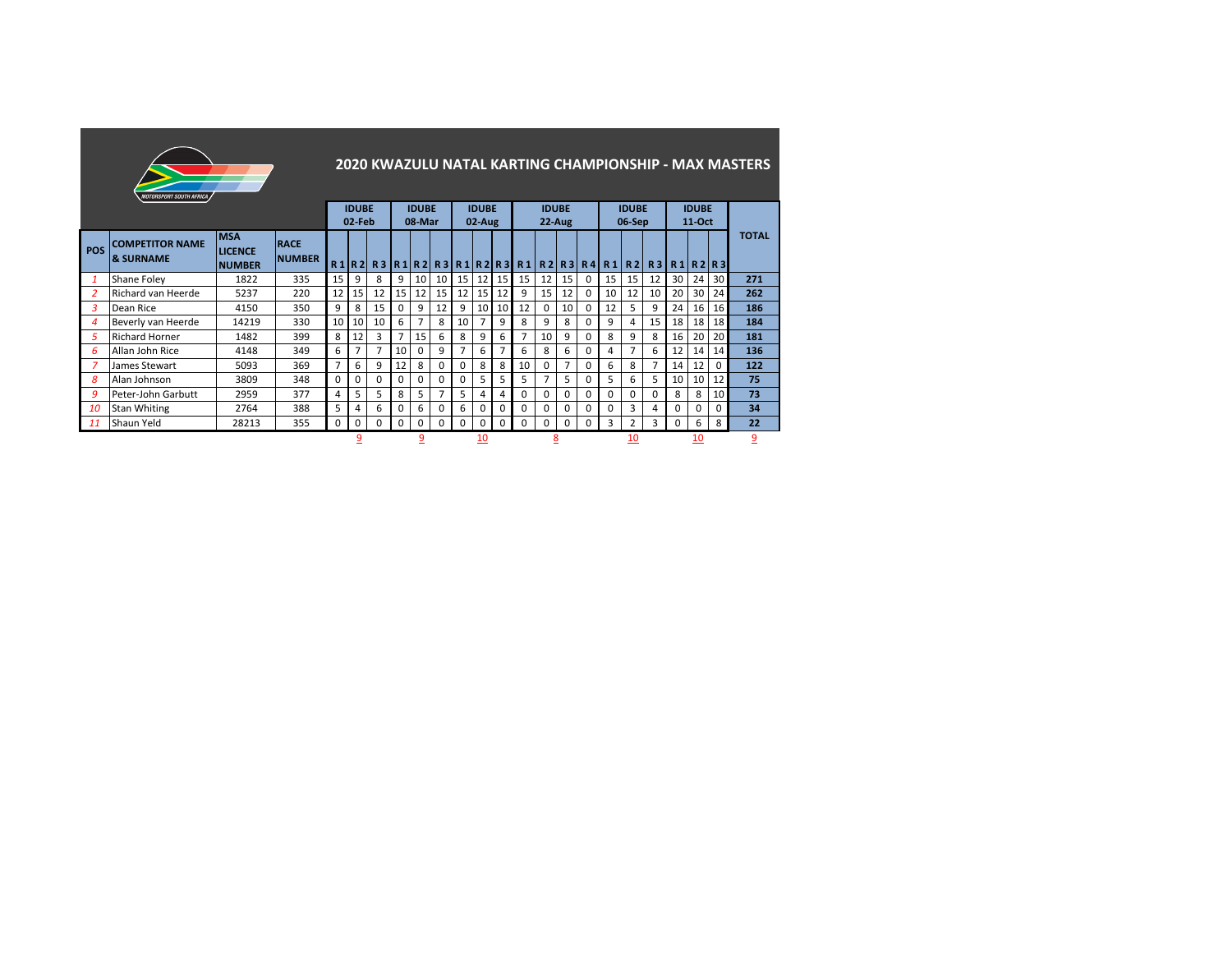# 2020 KWAZULU NATAL KARTING CHAMPIONSHIP - MAX MASTERS

| POS | COMPETITOR NAME & SURNAME | MSA LICENCE NUMBER | RACE NUMBER | IDUBE 02-Feb R 1 | R 2 | R 3 | IDUBE 08-Mar R 1 | R 2 | R 3 | IDUBE 02-Aug R 1 | R 2 | R 3 | IDUBE 22-Aug R 1 | R 2 | R 3 | R 4 | IDUBE 06-Sep R 1 | R 2 | R 3 | IDUBE 11-Oct R 1 | R 2 | R 3 | TOTAL |
|---|---|---|---|---|---|---|---|---|---|---|---|---|---|---|---|---|---|---|---|---|---|---|---|
| *1* | Shane Foley | 1822 | 335 | 15 | 9 | 8 | 9 | 10 | 10 | 15 | 12 | 15 | 15 | 12 | 15 | 0 | 15 | 15 | 12 | 30 | 24 | 30 | **271** |
| *2* | Richard van Heerde | 5237 | 220 | 12 | 15 | 12 | 15 | 12 | 15 | 12 | 15 | 12 | 9 | 15 | 12 | 0 | 10 | 12 | 10 | 20 | 30 | 24 | **262** |
| *3* | Dean Rice | 4150 | 350 | 9 | 8 | 15 | 0 | 9 | 12 | 9 | 10 | 10 | 12 | 0 | 10 | 0 | 12 | 5 | 9 | 24 | 16 | 16 | **186** |
| *4* | Beverly van Heerde | 14219 | 330 | 10 | 10 | 10 | 6 | 7 | 8 | 10 | 7 | 9 | 8 | 9 | 8 | 0 | 9 | 4 | 15 | 18 | 18 | 18 | **184** |
| *5* | Richard Horner | 1482 | 399 | 8 | 12 | 3 | 7 | 15 | 6 | 8 | 9 | 6 | 7 | 10 | 9 | 0 | 8 | 9 | 8 | 16 | 20 | 20 | **181** |
| *6* | Allan John Rice | 4148 | 349 | 6 | 7 | 7 | 10 | 0 | 9 | 7 | 6 | 7 | 6 | 8 | 6 | 0 | 4 | 7 | 6 | 12 | 14 | 14 | **136** |
| *7* | James Stewart | 5093 | 369 | 7 | 6 | 9 | 12 | 8 | 0 | 0 | 8 | 8 | 10 | 0 | 7 | 0 | 6 | 8 | 7 | 14 | 12 | 0 | **122** |
| *8* | Alan Johnson | 3809 | 348 | 0 | 0 | 0 | 0 | 0 | 0 | 0 | 5 | 5 | 5 | 7 | 5 | 0 | 5 | 6 | 5 | 10 | 10 | 12 | **75** |
| *9* | Peter-John Garbutt | 2959 | 377 | 4 | 5 | 5 | 8 | 5 | 7 | 5 | 4 | 4 | 0 | 0 | 0 | 0 | 0 | 0 | 0 | 8 | 8 | 10 | **73** |
| *10* | Stan Whiting | 2764 | 388 | 5 | 4 | 6 | 0 | 6 | 0 | 6 | 0 | 0 | 0 | 0 | 0 | 0 | 0 | 3 | 4 | 0 | 0 | 0 | **34** |
| *11* | Shaun Yeld | 28213 | 355 | 0 | 0 | 0 | 0 | 0 | 0 | 0 | 0 | 0 | 0 | 0 | 0 | 0 | 3 | 2 | 3 | 0 | 6 | 8 | **22** |
| | | | | | 9 | | | 9 | | | 10 | | | 8 | | | | 10 | | | 10 | | 9 |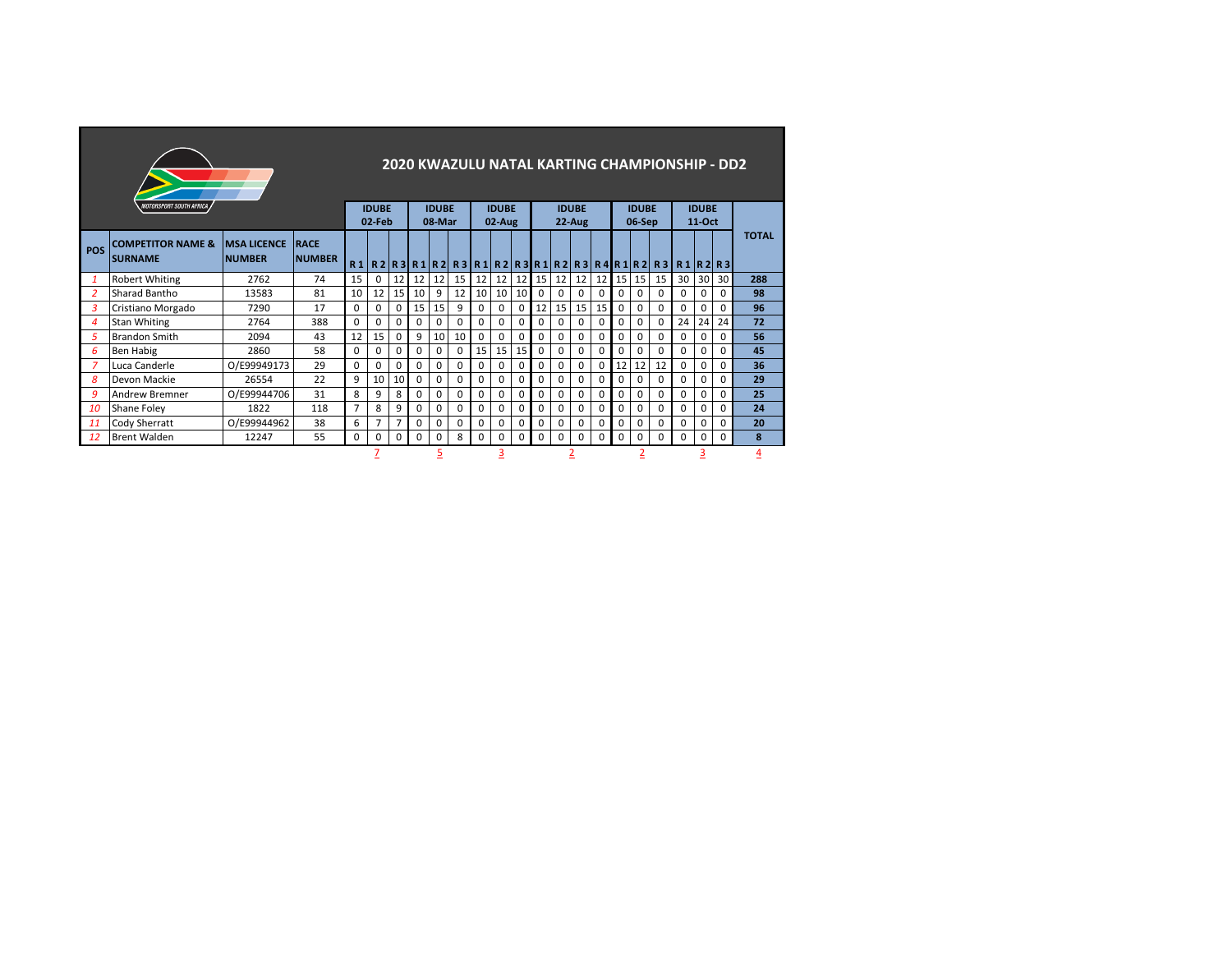# 2020 KWAZULU NATAL KARTING CHAMPIONSHIP - DD2

| POS | COMPETITOR NAME & SURNAME | MSA LICENCE NUMBER | RACE NUMBER | IDUBE 02-Feb | | | IDUBE 08-Mar | | | IDUBE 02-Aug | | | IDUBE 22-Aug | | | | IDUBE 06-Sep | | | IDUBE 11-Oct | | | TOTAL |
|---|---|---|---|---|---|---|---|---|---|---|---|---|---|---|---|---|---|---|---|---|---|---|---|
| | | | | R 1 | R 2 | R 3 | R 1 | R 2 | R 3 | R 1 | R 2 | R 3 | R 1 | R 2 | R 3 | R 4 | R 1 | R 2 | R 3 | R 1 | R 2 | R 3 | |
| 1 | Robert Whiting | 2762 | 74 | 15 | 0 | 12 | 12 | 12 | 15 | 12 | 12 | 12 | 15 | 12 | 12 | 12 | 15 | 15 | 15 | 30 | 30 | 30 | 288 |
| 2 | Sharad Bantho | 13583 | 81 | 10 | 12 | 15 | 10 | 9 | 12 | 10 | 10 | 10 | 0 | 0 | 0 | 0 | 0 | 0 | 0 | 0 | 0 | 0 | 98 |
| 3 | Cristiano Morgado | 7290 | 17 | 0 | 0 | 0 | 15 | 15 | 9 | 0 | 0 | 0 | 12 | 15 | 15 | 15 | 0 | 0 | 0 | 0 | 0 | 0 | 96 |
| 4 | Stan Whiting | 2764 | 388 | 0 | 0 | 0 | 0 | 0 | 0 | 0 | 0 | 0 | 0 | 0 | 0 | 0 | 0 | 0 | 0 | 24 | 24 | 24 | 72 |
| 5 | Brandon Smith | 2094 | 43 | 12 | 15 | 0 | 9 | 10 | 10 | 0 | 0 | 0 | 0 | 0 | 0 | 0 | 0 | 0 | 0 | 0 | 0 | 0 | 56 |
| 6 | Ben Habig | 2860 | 58 | 0 | 0 | 0 | 0 | 0 | 0 | 15 | 15 | 15 | 0 | 0 | 0 | 0 | 0 | 0 | 0 | 0 | 0 | 0 | 45 |
| 7 | Luca Canderle | O/E99949173 | 29 | 0 | 0 | 0 | 0 | 0 | 0 | 0 | 0 | 0 | 0 | 0 | 0 | 0 | 12 | 12 | 12 | 0 | 0 | 0 | 36 |
| 8 | Devon Mackie | 26554 | 22 | 9 | 10 | 10 | 0 | 0 | 0 | 0 | 0 | 0 | 0 | 0 | 0 | 0 | 0 | 0 | 0 | 0 | 0 | 0 | 29 |
| 9 | Andrew Bremner | O/E99944706 | 31 | 8 | 9 | 8 | 0 | 0 | 0 | 0 | 0 | 0 | 0 | 0 | 0 | 0 | 0 | 0 | 0 | 0 | 0 | 0 | 25 |
| 10 | Shane Foley | 1822 | 118 | 7 | 8 | 9 | 0 | 0 | 0 | 0 | 0 | 0 | 0 | 0 | 0 | 0 | 0 | 0 | 0 | 0 | 0 | 0 | 24 |
| 11 | Cody Sherratt | O/E99944962 | 38 | 6 | 7 | 7 | 0 | 0 | 0 | 0 | 0 | 0 | 0 | 0 | 0 | 0 | 0 | 0 | 0 | 0 | 0 | 0 | 20 |
| 12 | Brent Walden | 12247 | 55 | 0 | 0 | 0 | 0 | 0 | 8 | 0 | 0 | 0 | 0 | 0 | 0 | 0 | 0 | 0 | 0 | 0 | 0 | 0 | 8 |
| | | | | | 7 | | | 5 | | | 3 | | | 2 | | | | 2 | | | 3 | | 4 |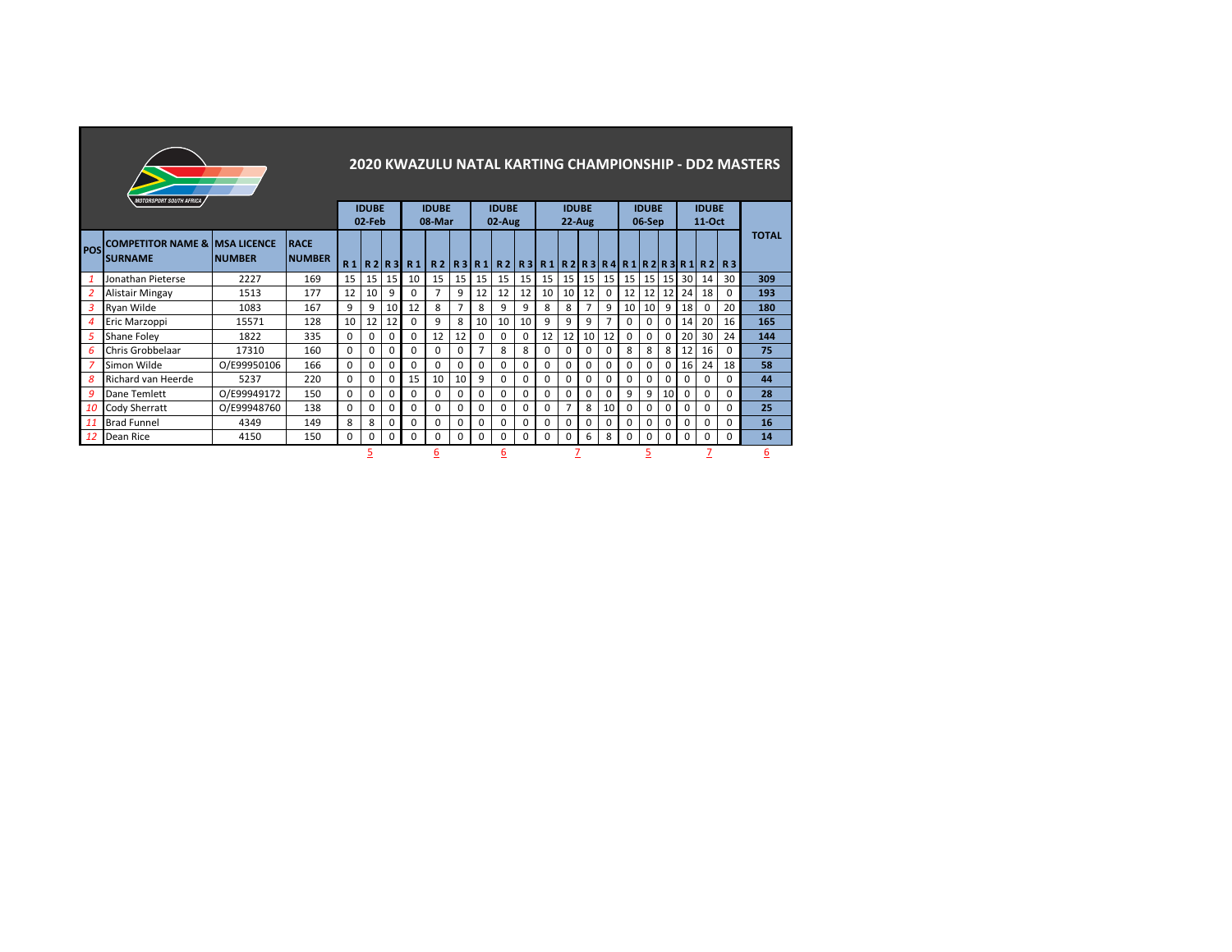# 2020 KWAZULU NATAL KARTING CHAMPIONSHIP - DD2 MASTERS

| POS | COMPETITOR NAME & SURNAME | MSA LICENCE NUMBER | RACE NUMBER | IDUBE 02-Feb | | | IDUBE 08-Mar | | | IDUBE 02-Aug | | | IDUBE 22-Aug | | | | IDUBE 06-Sep | | | IDUBE 11-Oct | | | TOTAL |
|---|---|---|---|---|---|---|---|---|---|---|---|---|---|---|---|---|---|---|---|---|---|---|---|
| | | | | R 1 | R 2 | R 3 | R 1 | R 2 | R 3 | R 1 | R 2 | R 3 | R 1 | R 2 | R 3 | R 4 | R 1 | R 2 | R 3 | R 1 | R 2 | R 3 | |
| 1 | Jonathan Pieterse | 2227 | 169 | 15 | 15 | 15 | 10 | 15 | 15 | 15 | 15 | 15 | 15 | 15 | 15 | 15 | 15 | 15 | 15 | 30 | 14 | 30 | 309 |
| 2 | Alistair Mingay | 1513 | 177 | 12 | 10 | 9 | 0 | 7 | 9 | 12 | 12 | 12 | 10 | 10 | 12 | 0 | 12 | 12 | 12 | 24 | 18 | 0 | 193 |
| 3 | Ryan Wilde | 1083 | 167 | 9 | 9 | 10 | 12 | 8 | 7 | 8 | 9 | 9 | 8 | 8 | 7 | 9 | 10 | 10 | 9 | 18 | 0 | 20 | 180 |
| 4 | Eric Marzoppi | 15571 | 128 | 10 | 12 | 12 | 0 | 9 | 8 | 10 | 10 | 10 | 9 | 9 | 9 | 7 | 0 | 0 | 0 | 14 | 20 | 16 | 165 |
| 5 | Shane Foley | 1822 | 335 | 0 | 0 | 0 | 0 | 12 | 12 | 0 | 0 | 0 | 12 | 12 | 10 | 12 | 0 | 0 | 0 | 20 | 30 | 24 | 144 |
| 6 | Chris Grobbelaar | 17310 | 160 | 0 | 0 | 0 | 0 | 0 | 0 | 7 | 8 | 8 | 0 | 0 | 0 | 0 | 8 | 8 | 8 | 12 | 16 | 0 | 75 |
| 7 | Simon Wilde | O/E99950106 | 166 | 0 | 0 | 0 | 0 | 0 | 0 | 0 | 0 | 0 | 0 | 0 | 0 | 0 | 0 | 0 | 0 | 16 | 24 | 18 | 58 |
| 8 | Richard van Heerde | 5237 | 220 | 0 | 0 | 0 | 15 | 10 | 10 | 9 | 0 | 0 | 0 | 0 | 0 | 0 | 0 | 0 | 0 | 0 | 0 | 0 | 44 |
| 9 | Dane Temlett | O/E99949172 | 150 | 0 | 0 | 0 | 0 | 0 | 0 | 0 | 0 | 0 | 0 | 0 | 0 | 0 | 9 | 9 | 10 | 0 | 0 | 0 | 28 |
| 10 | Cody Sherratt | O/E99948760 | 138 | 0 | 0 | 0 | 0 | 0 | 0 | 0 | 0 | 0 | 0 | 7 | 8 | 10 | 0 | 0 | 0 | 0 | 0 | 0 | 25 |
| 11 | Brad Funnel | 4349 | 149 | 8 | 8 | 0 | 0 | 0 | 0 | 0 | 0 | 0 | 0 | 0 | 0 | 0 | 0 | 0 | 0 | 0 | 0 | 0 | 16 |
| 12 | Dean Rice | 4150 | 150 | 0 | 0 | 0 | 0 | 0 | 0 | 0 | 0 | 0 | 0 | 0 | 6 | 8 | 0 | 0 | 0 | 0 | 0 | 0 | 14 |
| | | | | | 5 | | | 6 | | | 6 | | | 7 | | | | 5 | | | 7 | | 6 |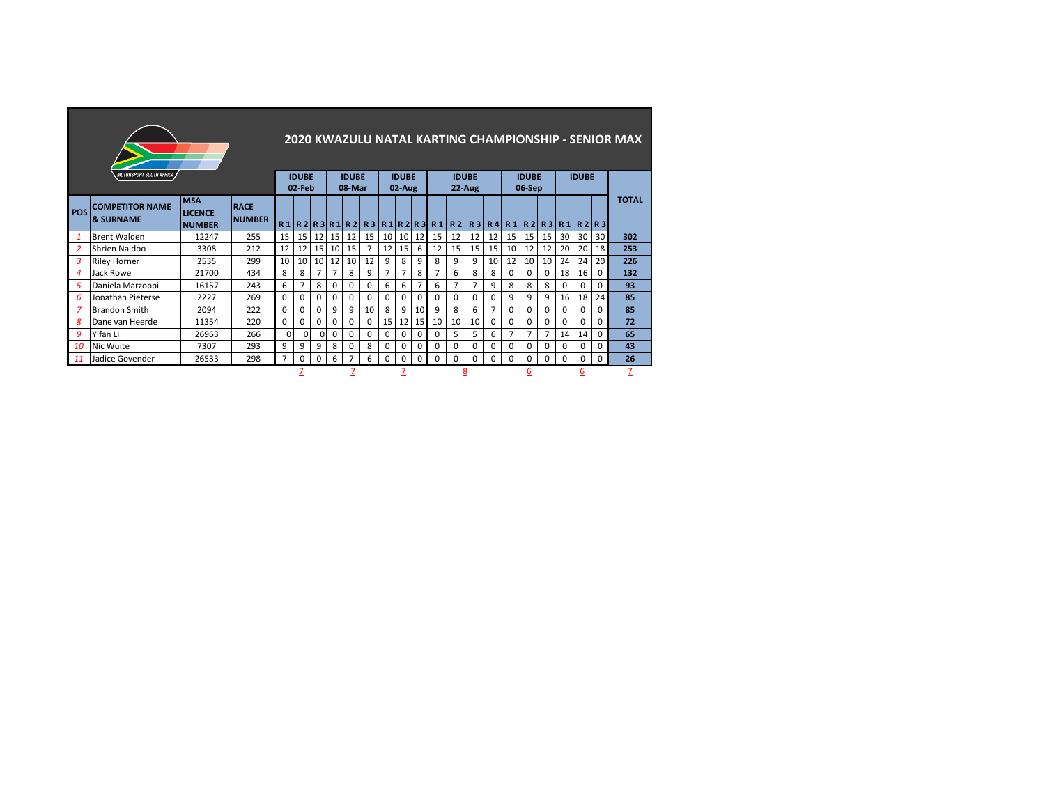# 2020 KWAZULU NATAL KARTING CHAMPIONSHIP - SENIOR MAX

| POS | COMPETITOR NAME & SURNAME | MSA LICENCE NUMBER | RACE NUMBER | IDUBE 02-Feb | | | IDUBE 08-Mar | | | IDUBE 02-Aug | | | IDUBE 22-Aug | | | | IDUBE 06-Sep | | | IDUBE | | | TOTAL |
|---|---|---|---|---|---|---|---|---|---|---|---|---|---|---|---|---|---|---|---|---|---|---|---|
| | | | | R 1 | R 2 | R 3 | R 1 | R 2 | R 3 | R 1 | R 2 | R 3 | R 1 | R 2 | R 3 | R 4 | R 1 | R 2 | R 3 | R 1 | R 2 | R 3 | |
| *1* | Brent Walden | 12247 | 255 | 15 | 15 | 12 | 15 | 12 | 15 | 10 | 10 | 12 | 15 | 12 | 12 | 12 | 15 | 15 | 15 | 30 | 30 | 30 | **302** |
| *2* | Shrien Naidoo | 3308 | 212 | 12 | 12 | 15 | 10 | 15 | 7 | 12 | 15 | 6 | 12 | 15 | 15 | 15 | 10 | 12 | 12 | 20 | 20 | 18 | **253** |
| *3* | Riley Horner | 2535 | 299 | 10 | 10 | 10 | 12 | 10 | 12 | 9 | 8 | 9 | 8 | 9 | 9 | 10 | 12 | 10 | 10 | 24 | 24 | 20 | **226** |
| *4* | Jack Rowe | 21700 | 434 | 8 | 8 | 7 | 7 | 8 | 9 | 7 | 7 | 8 | 7 | 6 | 8 | 8 | 0 | 0 | 0 | 18 | 16 | 0 | **132** |
| *5* | Daniela Marzoppi | 16157 | 243 | 6 | 7 | 8 | 0 | 0 | 0 | 6 | 6 | 7 | 6 | 7 | 7 | 9 | 8 | 8 | 8 | 0 | 0 | 0 | **93** |
| *6* | Jonathan Pieterse | 2227 | 269 | 0 | 0 | 0 | 0 | 0 | 0 | 0 | 0 | 0 | 0 | 0 | 0 | 0 | 9 | 9 | 9 | 16 | 18 | 24 | **85** |
| *7* | Brandon Smith | 2094 | 222 | 0 | 0 | 0 | 9 | 9 | 10 | 8 | 9 | 10 | 9 | 8 | 6 | 7 | 0 | 0 | 0 | 0 | 0 | 0 | **85** |
| *8* | Dane van Heerde | 11354 | 220 | 0 | 0 | 0 | 0 | 0 | 0 | 15 | 12 | 15 | 10 | 10 | 10 | 0 | 0 | 0 | 0 | 0 | 0 | 0 | **72** |
| *9* | Yifan Li | 26963 | 266 | 0 | 0 | 0 | 0 | 0 | 0 | 0 | 0 | 0 | 0 | 5 | 5 | 6 | 7 | 7 | 7 | 14 | 14 | 0 | **65** |
| *10* | Nic Wuite | 7307 | 293 | 9 | 9 | 9 | 8 | 0 | 8 | 0 | 0 | 0 | 0 | 0 | 0 | 0 | 0 | 0 | 0 | 0 | 0 | 0 | **43** |
| *11* | Jadice Govender | 26533 | 298 | 7 | 0 | 0 | 6 | 7 | 6 | 0 | 0 | 0 | 0 | 0 | 0 | 0 | 0 | 0 | 0 | 0 | 0 | 0 | **26** |
| | | | | | 7 | | | 7 | | | 7 | | | 8 | | | | 6 | | | 6 | | 7 |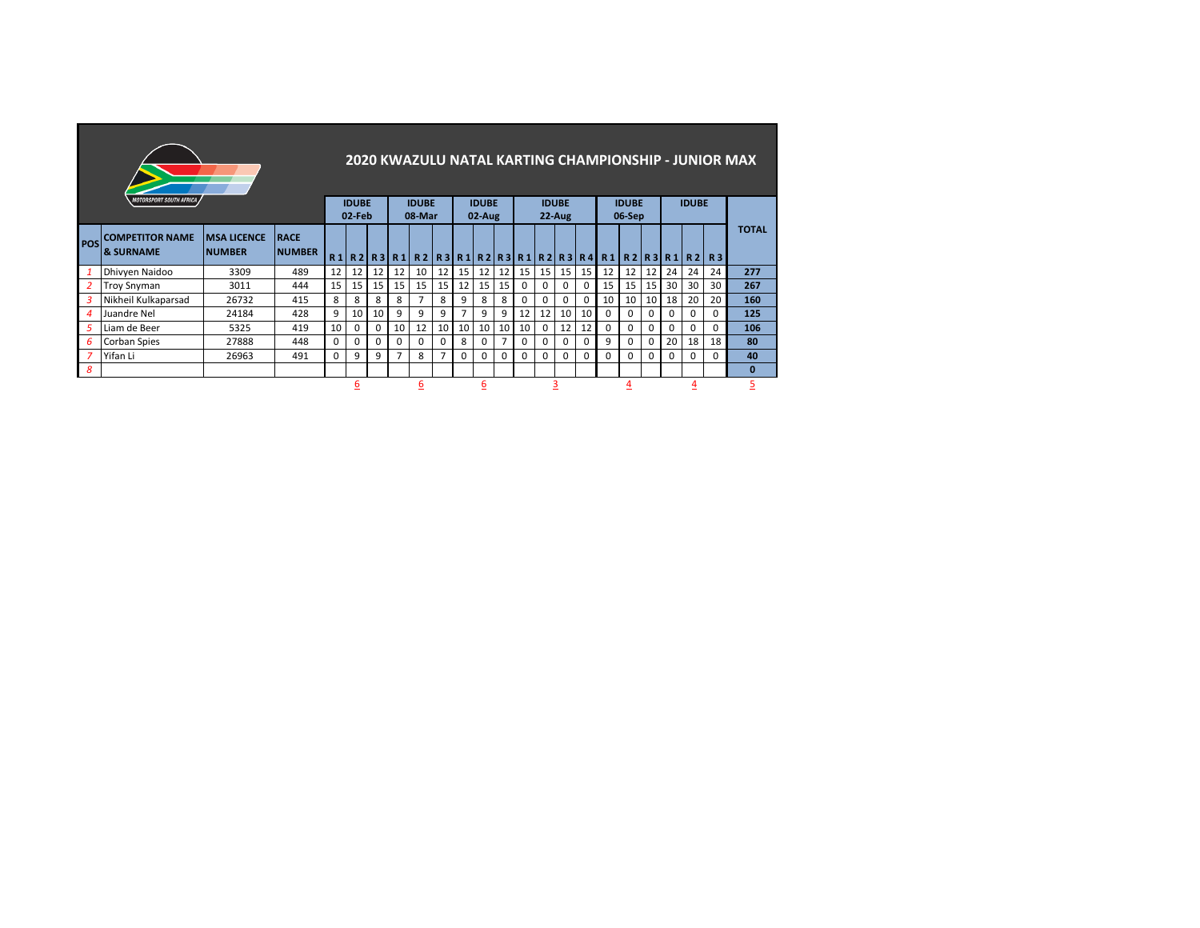# 2020 KWAZULU NATAL KARTING CHAMPIONSHIP - JUNIOR MAX

| POS | COMPETITOR NAME & SURNAME | MSA LICENCE NUMBER | RACE NUMBER | IDUBE 02-Feb | | | IDUBE 08-Mar | | | IDUBE 02-Aug | | | IDUBE 22-Aug | | | | IDUBE 06-Sep | | | IDUBE | | | TOTAL |
|---|---|---|---|---|---|---|---|---|---|---|---|---|---|---|---|---|---|---|---|---|---|---|---|
| | | | | R 1 | R 2 | R 3 | R 1 | R 2 | R 3 | R 1 | R 2 | R 3 | R 1 | R 2 | R 3 | R 4 | R 1 | R 2 | R 3 | R 1 | R 2 | R 3 | |
| 1 | Dhivyen Naidoo | 3309 | 489 | 12 | 12 | 12 | 12 | 10 | 12 | 15 | 12 | 12 | 15 | 15 | 15 | 15 | 12 | 12 | 12 | 24 | 24 | 24 | **277** |
| 2 | Troy Snyman | 3011 | 444 | 15 | 15 | 15 | 15 | 15 | 15 | 12 | 15 | 15 | 0 | 0 | 0 | 0 | 15 | 15 | 15 | 30 | 30 | 30 | **267** |
| 3 | Nikheil Kulkaparsad | 26732 | 415 | 8 | 8 | 8 | 8 | 7 | 8 | 9 | 8 | 8 | 0 | 0 | 0 | 0 | 10 | 10 | 10 | 18 | 20 | 20 | **160** |
| 4 | Juandre Nel | 24184 | 428 | 9 | 10 | 10 | 9 | 9 | 9 | 7 | 9 | 9 | 12 | 12 | 10 | 10 | 0 | 0 | 0 | 0 | 0 | 0 | **125** |
| 5 | Liam de Beer | 5325 | 419 | 10 | 0 | 0 | 10 | 12 | 10 | 10 | 10 | 10 | 10 | 0 | 12 | 12 | 0 | 0 | 0 | 0 | 0 | 0 | **106** |
| 6 | Corban Spies | 27888 | 448 | 0 | 0 | 0 | 0 | 0 | 0 | 8 | 0 | 7 | 0 | 0 | 0 | 0 | 9 | 0 | 0 | 20 | 18 | 18 | **80** |
| 7 | Yifan Li | 26963 | 491 | 0 | 9 | 9 | 7 | 8 | 7 | 0 | 0 | 0 | 0 | 0 | 0 | 0 | 0 | 0 | 0 | 0 | 0 | 0 | **40** |
| 8 | | | | | | | | | | | | | | | | | | | | | | | **0** |
| | | | | | 6 | | | 6 | | | 6 | | | 3 | | | | 4 | | | 4 | | 5 |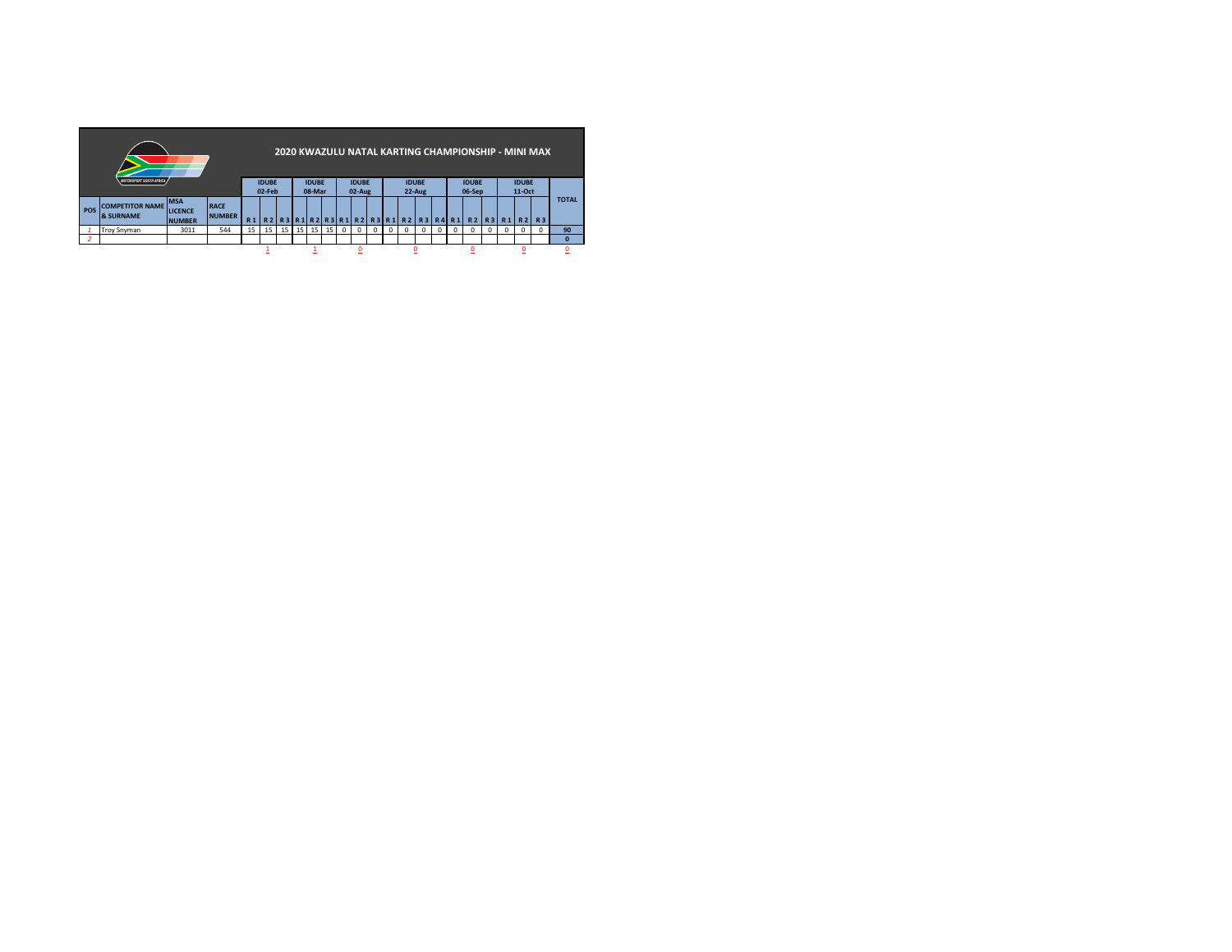# 2020 KWAZULU NATAL KARTING CHAMPIONSHIP - MINI MAX

| POS | COMPETITOR NAME & SURNAME | MSA LICENCE NUMBER | RACE NUMBER | IDUBE 02-Feb | | | IDUBE 08-Mar | | | IDUBE 02-Aug | | | IDUBE 22-Aug | | | | IDUBE 06-Sep | | | IDUBE 11-Oct | | | TOTAL |
|---|---|---|---|---|---|---|---|---|---|---|---|---|---|---|---|---|---|---|---|---|---|---|---|
| | | | | R 1 | R 2 | R 3 | R 1 | R 2 | R 3 | R 1 | R 2 | R 3 | R 1 | R 2 | R 3 | R 4 | R 1 | R 2 | R 3 | R 1 | R 2 | R 3 | |
| 1 | Troy Snyman | 3011 | 544 | 15 | 15 | 15 | 15 | 15 | 15 | 0 | 0 | 0 | 0 | 0 | 0 | 0 | 0 | 0 | 0 | 0 | 0 | 0 | 90 |
| 2 | | | | | | | | | | | | | | | | | | | | | | | 0 |
| | | | | | 1 | | | 1 | | | 0 | | | 0 | | | | 0 | | | 0 | | 0 |